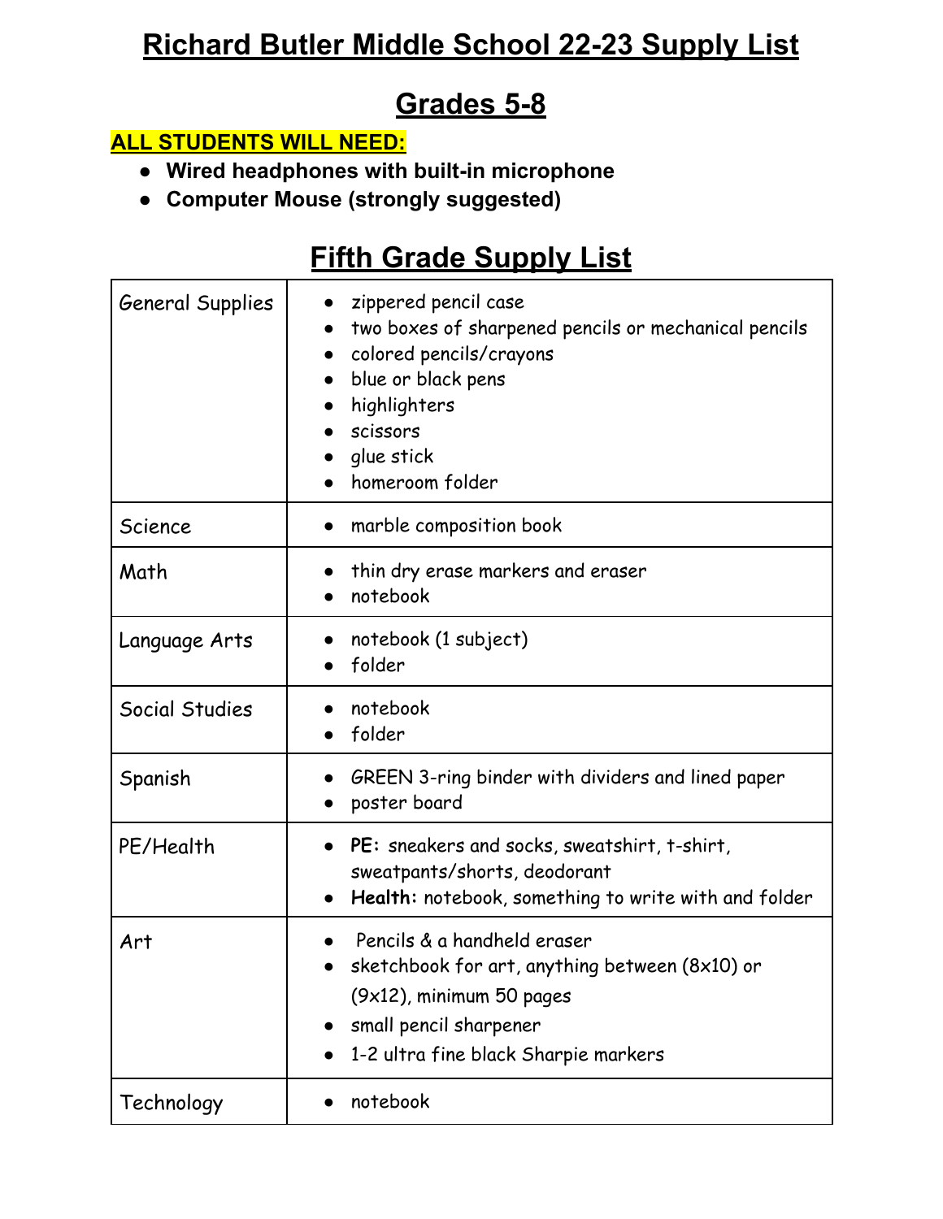# Richard Butler Middle School 22-23 Supply List

# Grades 5-8

**ALL STUDENTS WILL NEED:**

- **Wired headphones with built-in microphone**
- **Computer Mouse (strongly suggested)**

## Fifth Grade Supply List

| | |
|---|---|
| General Supplies | • zippered pencil case<br>• two boxes of sharpened pencils or mechanical pencils<br>• colored pencils/crayons<br>• blue or black pens<br>• highlighters<br>• scissors<br>• glue stick<br>• homeroom folder |
| Science | • marble composition book |
| Math | • thin dry erase markers and eraser<br>• notebook |
| Language Arts | • notebook (1 subject)<br>• folder |
| Social Studies | • notebook<br>• folder |
| Spanish | • GREEN 3-ring binder with dividers and lined paper<br>• poster board |
| PE/Health | • **PE:** sneakers and socks, sweatshirt, t-shirt, sweatpants/shorts, deodorant<br>• **Health:** notebook, something to write with and folder |
| Art | • Pencils & a handheld eraser<br>• sketchbook for art, anything between (8x10) or (9x12), minimum 50 pages<br>• small pencil sharpener<br>• 1-2 ultra fine black Sharpie markers |
| Technology | • notebook |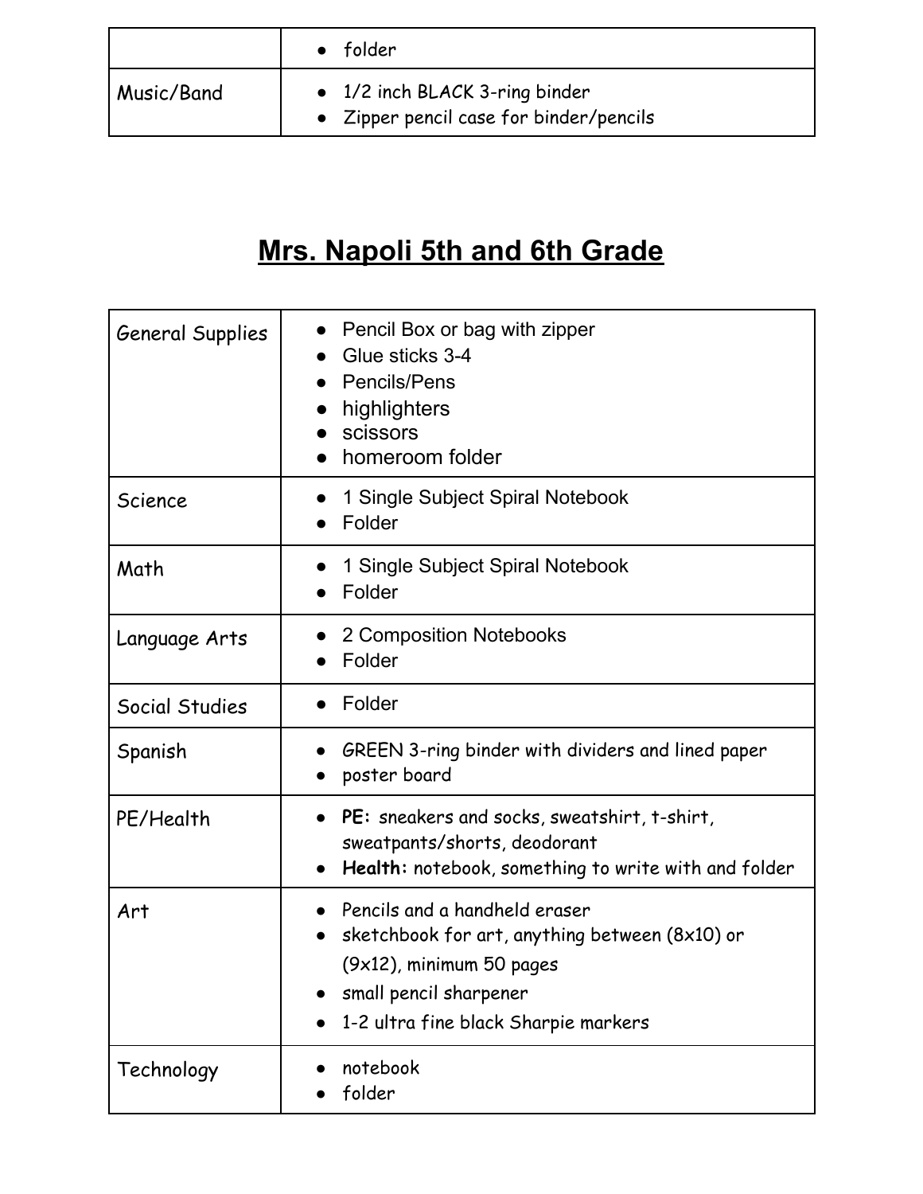|  | ● folder |
| --- | --- |
| Music/Band | ● 1/2 inch BLACK 3-ring binder<br>● Zipper pencil case for binder/pencils |

# Mrs. Napoli 5th and 6th Grade

| General Supplies | ● Pencil Box or bag with zipper<br>● Glue sticks 3-4<br>● Pencils/Pens<br>● highlighters<br>● scissors<br>● homeroom folder |
| --- | --- |
| Science | ● 1 Single Subject Spiral Notebook<br>● Folder |
| Math | ● 1 Single Subject Spiral Notebook<br>● Folder |
| Language Arts | ● 2 Composition Notebooks<br>● Folder |
| Social Studies | ● Folder |
| Spanish | ● GREEN 3-ring binder with dividers and lined paper<br>● poster board |
| PE/Health | ● **PE:** sneakers and socks, sweatshirt, t-shirt, sweatpants/shorts, deodorant<br>● **Health:** notebook, something to write with and folder |
| Art | ● Pencils and a handheld eraser<br>● sketchbook for art, anything between (8x10) or (9x12), minimum 50 pages<br>● small pencil sharpener<br>● 1-2 ultra fine black Sharpie markers |
| Technology | ● notebook<br>● folder |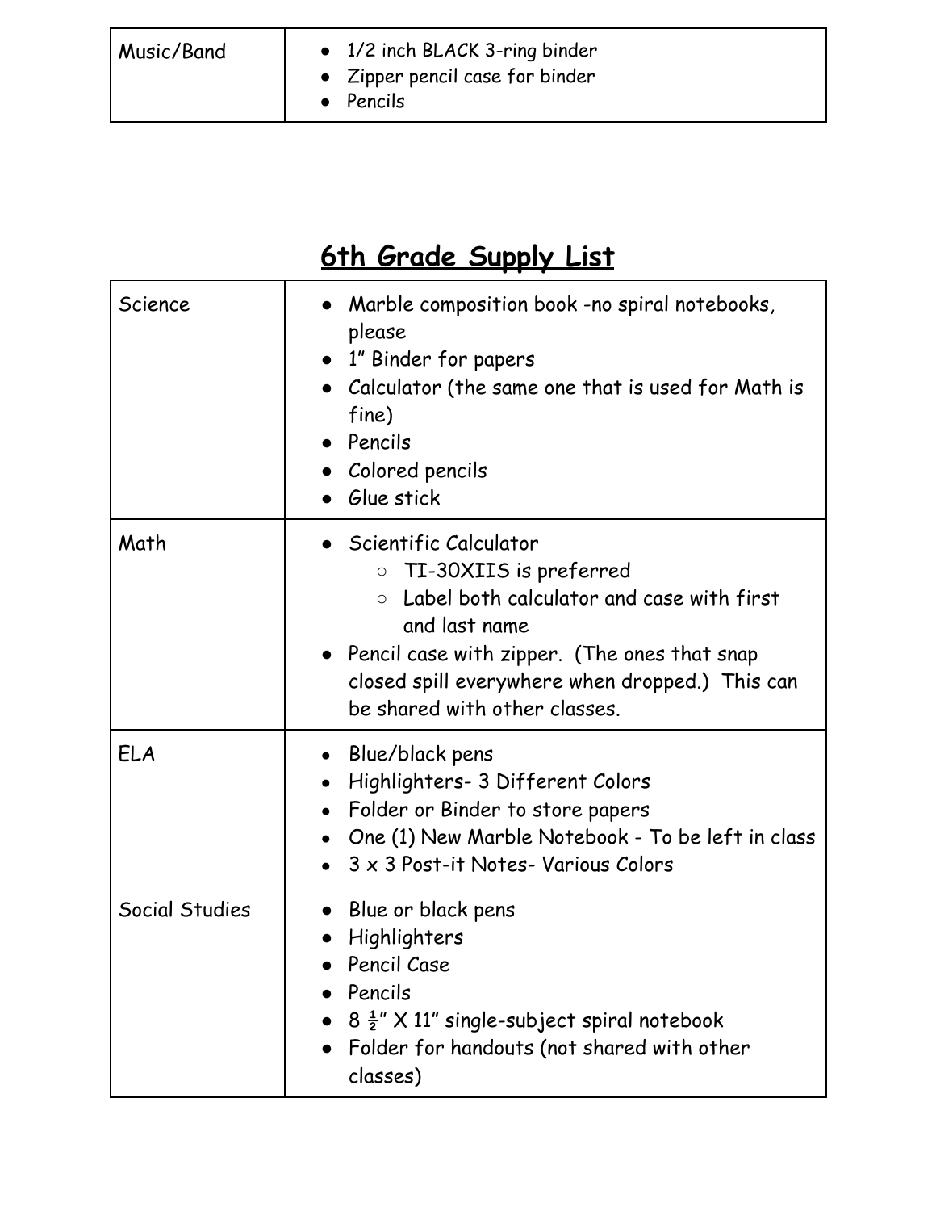| Music/Band | • 1/2 inch BLACK 3-ring binder<br>• Zipper pencil case for binder<br>• Pencils |
|---|---|

## 6th Grade Supply List

| Science | • Marble composition book -no spiral notebooks, please<br>• 1" Binder for papers<br>• Calculator (the same one that is used for Math is fine)<br>• Pencils<br>• Colored pencils<br>• Glue stick |
|---|---|
| Math | • Scientific Calculator<br>  ○ TI-30XIIS is preferred<br>  ○ Label both calculator and case with first and last name<br>• Pencil case with zipper. (The ones that snap closed spill everywhere when dropped.) This can be shared with other classes. |
| ELA | • Blue/black pens<br>• Highlighters- 3 Different Colors<br>• Folder or Binder to store papers<br>• One (1) New Marble Notebook - To be left in class<br>• 3 x 3 Post-it Notes- Various Colors |
| Social Studies | • Blue or black pens<br>• Highlighters<br>• Pencil Case<br>• Pencils<br>• 8 ½" X 11" single-subject spiral notebook<br>• Folder for handouts (not shared with other classes) |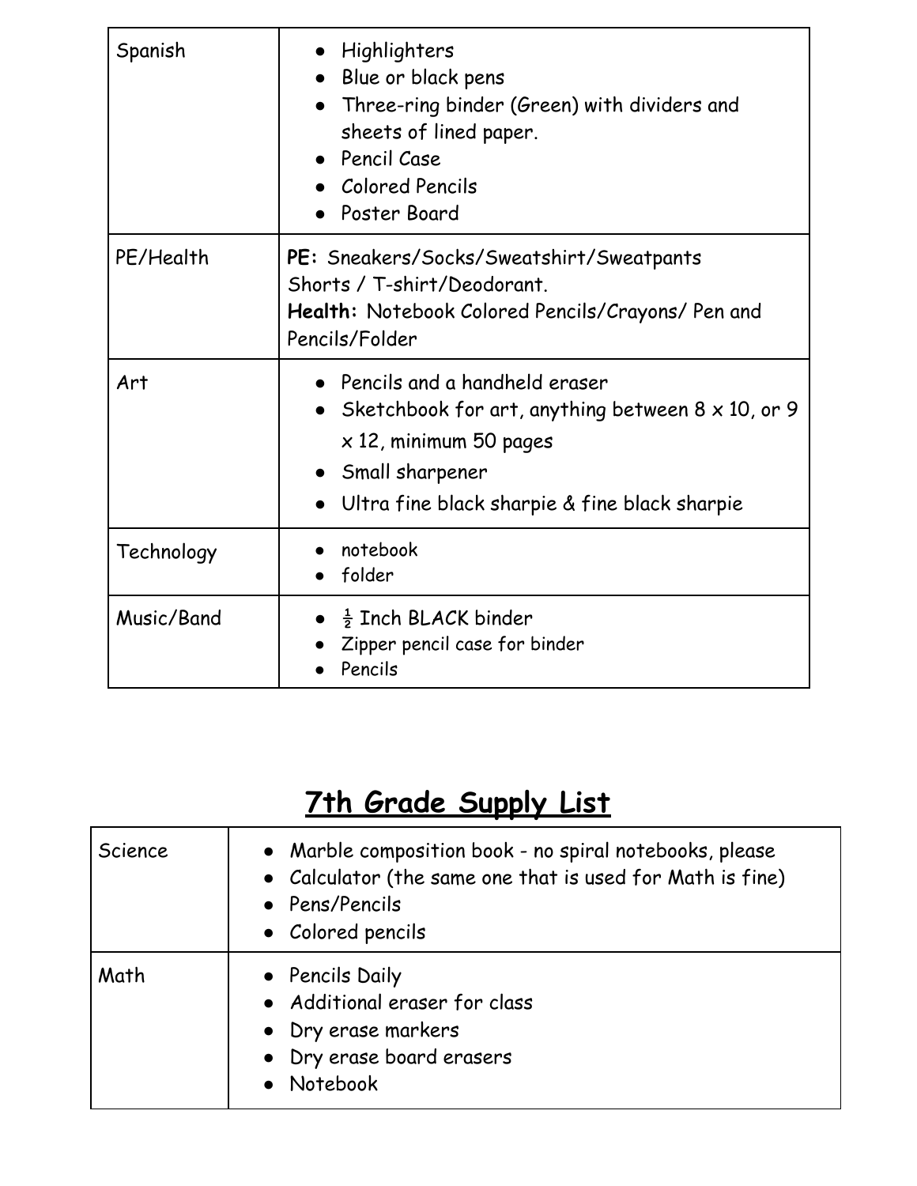| | |
|---|---|
| Spanish | • Highlighters<br>• Blue or black pens<br>• Three-ring binder (Green) with dividers and sheets of lined paper.<br>• Pencil Case<br>• Colored Pencils<br>• Poster Board |
| PE/Health | **PE:** Sneakers/Socks/Sweatshirt/Sweatpants Shorts / T-shirt/Deodorant.<br>**Health:** Notebook Colored Pencils/Crayons/ Pen and Pencils/Folder |
| Art | • Pencils and a handheld eraser<br>• Sketchbook for art, anything between 8 x 10, or 9 x 12, minimum 50 pages<br>• Small sharpener<br>• Ultra fine black sharpie & fine black sharpie |
| Technology | • notebook<br>• folder |
| Music/Band | • ½ Inch BLACK binder<br>• Zipper pencil case for binder<br>• Pencils |

## 7th Grade Supply List

| | |
|---|---|
| Science | • Marble composition book - no spiral notebooks, please<br>• Calculator (the same one that is used for Math is fine)<br>• Pens/Pencils<br>• Colored pencils |
| Math | • Pencils Daily<br>• Additional eraser for class<br>• Dry erase markers<br>• Dry erase board erasers<br>• Notebook |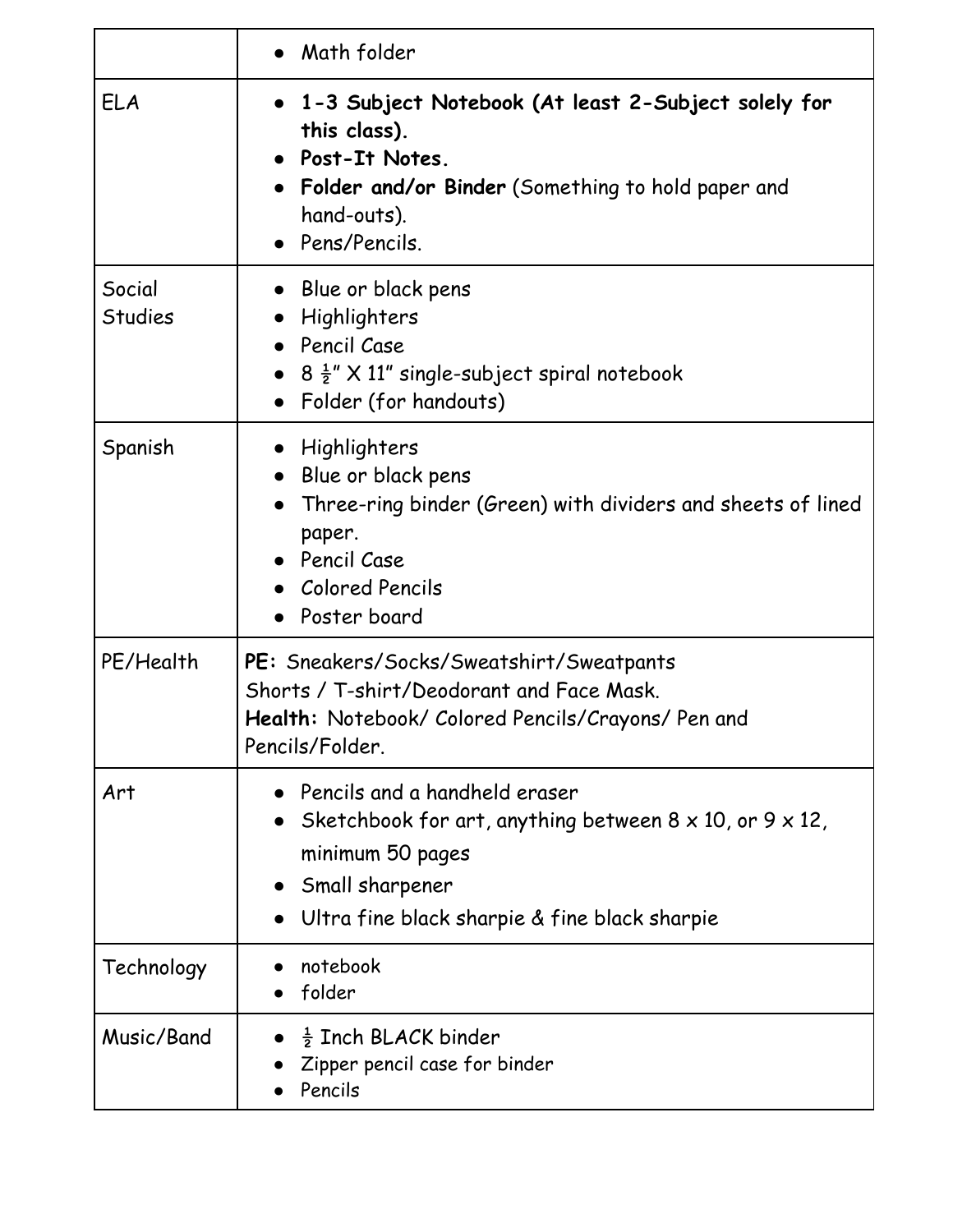| | |
|---|---|
| | • Math folder |
| ELA | • **1-3 Subject Notebook (At least 2-Subject solely for this class).**<br>• **Post-It Notes.**<br>• **Folder and/or Binder** (Something to hold paper and hand-outs).<br>• Pens/Pencils. |
| Social Studies | • Blue or black pens<br>• Highlighters<br>• Pencil Case<br>• 8 ½" X 11" single-subject spiral notebook<br>• Folder (for handouts) |
| Spanish | • Highlighters<br>• Blue or black pens<br>• Three-ring binder (Green) with dividers and sheets of lined paper.<br>• Pencil Case<br>• Colored Pencils<br>• Poster board |
| PE/Health | **PE:** Sneakers/Socks/Sweatshirt/Sweatpants Shorts / T-shirt/Deodorant and Face Mask.<br>**Health:** Notebook/ Colored Pencils/Crayons/ Pen and Pencils/Folder. |
| Art | • Pencils and a handheld eraser<br>• Sketchbook for art, anything between 8 x 10, or 9 x 12, minimum 50 pages<br>• Small sharpener<br>• Ultra fine black sharpie & fine black sharpie |
| Technology | • notebook<br>• folder |
| Music/Band | • ½ Inch BLACK binder<br>• Zipper pencil case for binder<br>• Pencils |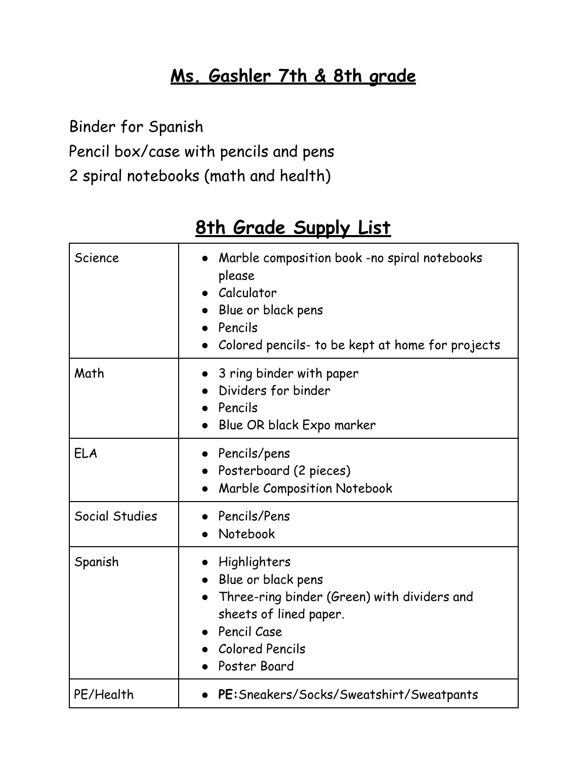## Ms. Gashler 7th & 8th grade

Binder for Spanish
Pencil box/case with pencils and pens
2 spiral notebooks (math and health)

## 8th Grade Supply List

| | |
|---|---|
| Science | • Marble composition book -no spiral notebooks please<br>• Calculator<br>• Blue or black pens<br>• Pencils<br>• Colored pencils- to be kept at home for projects |
| Math | • 3 ring binder with paper<br>• Dividers for binder<br>• Pencils<br>• Blue OR black Expo marker |
| ELA | • Pencils/pens<br>• Posterboard (2 pieces)<br>• Marble Composition Notebook |
| Social Studies | • Pencils/Pens<br>• Notebook |
| Spanish | • Highlighters<br>• Blue or black pens<br>• Three-ring binder (Green) with dividers and sheets of lined paper.<br>• Pencil Case<br>• Colored Pencils<br>• Poster Board |
| PE/Health | • **PE:** Sneakers/Socks/Sweatshirt/Sweatpants |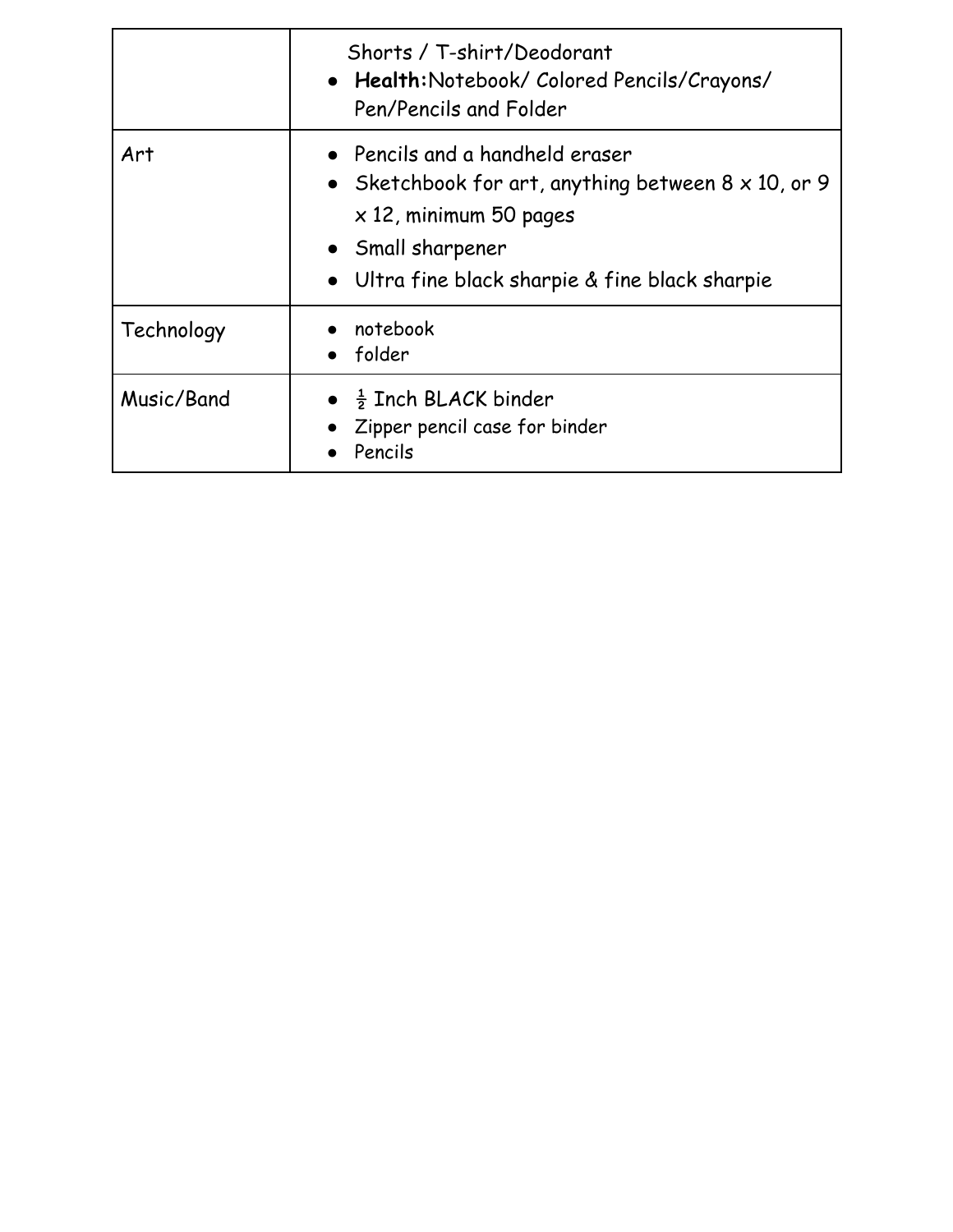| | |
|---|---|
| | Shorts / T-shirt/Deodorant<br>• **Health:** Notebook/ Colored Pencils/Crayons/ Pen/Pencils and Folder |
| Art | • Pencils and a handheld eraser<br>• Sketchbook for art, anything between 8 x 10, or 9 x 12, minimum 50 pages<br>• Small sharpener<br>• Ultra fine black sharpie & fine black sharpie |
| Technology | • notebook<br>• folder |
| Music/Band | • ½ Inch BLACK binder<br>• Zipper pencil case for binder<br>• Pencils |